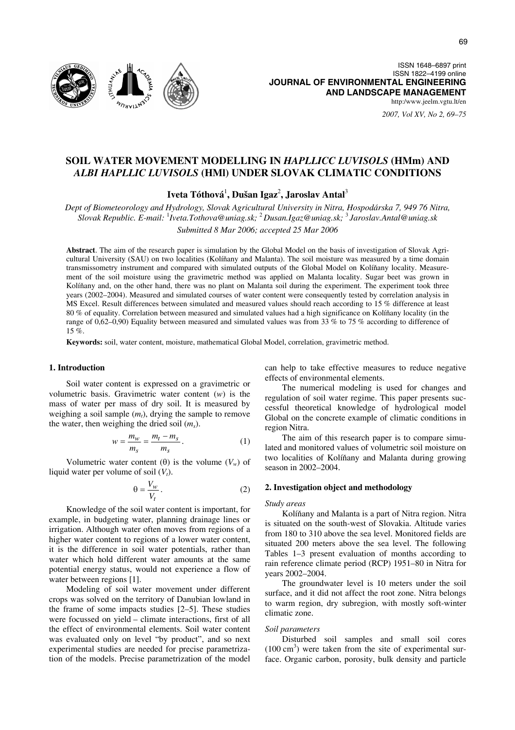ISSN 1648–6897 print
ISSN 1822–4199 online
**JOURNAL OF ENVIRONMENTAL ENGINEERING AND LANDSCAPE MANAGEMENT**
http:/www.jeelm.vgtu.lt/en

# SOIL WATER MOVEMENT MODELLING IN *HAPLLICC LUVISOLS* (HMm) AND *ALBI HAPLLIC LUVISOLS* (HMl) UNDER SLOVAK CLIMATIC CONDITIONS

**Iveta Tóthová[1], Dušan Igaz[2], Jaroslav Antal[3]**

*Dept of Biometeorology and Hydrology, Slovak Agricultural University in Nitra, Hospodárska 7, 949 76 Nitra, Slovak Republic. E-mail: [1]Iveta.Tothova@uniag.sk; [2]Dusan.Igaz@uniag.sk; [3]Jaroslav.Antal@uniag.sk*

*Submitted 8 Mar 2006; accepted 25 Mar 2006*

**Abstract**. The aim of the research paper is simulation by the Global Model on the basis of investigation of Slovak Agricultural University (SAU) on two localities (Kolíňany and Malanta). The soil moisture was measured by a time domain transmissometry instrument and compared with simulated outputs of the Global Model on Kolíňany locality. Measurement of the soil moisture using the gravimetric method was applied on Malanta locality. Sugar beet was grown in Kolíňany and, on the other hand, there was no plant on Malanta soil during the experiment. The experiment took three years (2002–2004). Measured and simulated courses of water content were consequently tested by correlation analysis in MS Excel. Result differences between simulated and measured values should reach according to 15 % difference at least 80 % of equality. Correlation between measured and simulated values had a high significance on Kolíňany locality (in the range of 0,62–0,90) Equality between measured and simulated values was from 33 % to 75 % according to difference of 15 %.

**Keywords:** soil, water content, moisture, mathematical Global Model, correlation, gravimetric method.

## 1. Introduction

Soil water content is expressed on a gravimetric or volumetric basis. Gravimetric water content ($w$) is the mass of water per mass of dry soil. It is measured by weighing a soil sample ($m_t$), drying the sample to remove the water, then weighing the dried soil ($m_s$).

$$w = \frac{m_w}{m_s} = \frac{m_t - m_s}{m_s}. \quad (1)$$

Volumetric water content ($\theta$) is the volume ($V_w$) of liquid water per volume of soil ($V_t$).

$$\theta = \frac{V_w}{V_t}. \quad (2)$$

Knowledge of the soil water content is important, for example, in budgeting water, planning drainage lines or irrigation. Although water often moves from regions of a higher water content to regions of a lower water content, it is the difference in soil water potentials, rather than water which hold different water amounts at the same potential energy status, would not experience a flow of water between regions [1].

Modeling of soil water movement under different crops was solved on the territory of Danubian lowland in the frame of some impacts studies [2–5]. These studies were focussed on yield – climate interactions, first of all the effect of environmental elements. Soil water content was evaluated only on level "by product", and so next experimental studies are needed for precise parametrization of the models. Precise parametrization of the model can help to take effective measures to reduce negative effects of environmental elements.

The numerical modeling is used for changes and regulation of soil water regime. This paper presents successful theoretical knowledge of hydrological model Global on the concrete example of climatic conditions in region Nitra.

The aim of this research paper is to compare simulated and monitored values of volumetric soil moisture on two localities of Kolíňany and Malanta during growing season in 2002–2004.

## 2. Investigation object and methodology

### *Study areas*

Kolíňany and Malanta is a part of Nitra region. Nitra is situated on the south-west of Slovakia. Altitude varies from 180 to 310 above the sea level. Monitored fields are situated 200 meters above the sea level. The following Tables 1–3 present evaluation of months according to rain reference climate period (RCP) 1951–80 in Nitra for years 2002–2004.

The groundwater level is 10 meters under the soil surface, and it did not affect the root zone. Nitra belongs to warm region, dry subregion, with mostly soft-winter climatic zone.

### *Soil parameters*

Disturbed soil samples and small soil cores (100 cm$^3$) were taken from the site of experimental surface. Organic carbon, porosity, bulk density and particle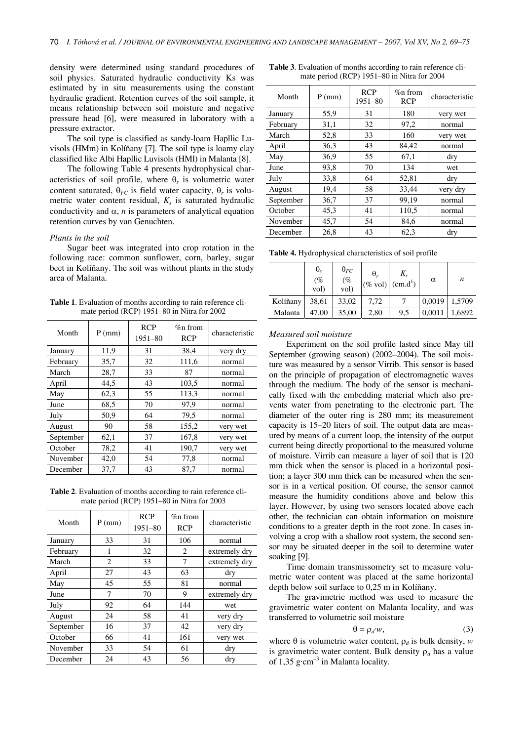density were determined using standard procedures of soil physics. Saturated hydraulic conductivity Ks was estimated by in situ measurements using the constant hydraulic gradient. Retention curves of the soil sample, it means relationship between soil moisture and negative pressure head [6], were measured in laboratory with a pressure extractor.

The soil type is classified as sandy-loam Hapllic Luvisols (HMm) in Kolíňany [7]. The soil type is loamy clay classified like Albi Hapllic Luvisols (HMl) in Malanta [8].

The following Table 4 presents hydrophysical characteristics of soil profile, where $\theta_s$ is volumetric water content saturated, $\theta_{FC}$ is field water capacity, $\theta_r$ is volumetric water content residual, $K_s$ is saturated hydraulic conductivity and $\alpha$, $n$ is parameters of analytical equation retention curves by van Genuchten.

*Plants in the soil*

Sugar beet was integrated into crop rotation in the following race: common sunflower, corn, barley, sugar beet in Kolíňany. The soil was without plants in the study area of Malanta.

**Table 1**. Evaluation of months according to rain reference climate period (RCP) 1951–80 in Nitra for 2002

| Month | P (mm) | RCP 1951–80 | %n from RCP | characteristic |
|---|---|---|---|---|
| January | 11,9 | 31 | 38,4 | very dry |
| February | 35,7 | 32 | 111,6 | normal |
| March | 28,7 | 33 | 87 | normal |
| April | 44,5 | 43 | 103,5 | normal |
| May | 62,3 | 55 | 113,3 | normal |
| June | 68,5 | 70 | 97,9 | normal |
| July | 50,9 | 64 | 79,5 | normal |
| August | 90 | 58 | 155,2 | very wet |
| September | 62,1 | 37 | 167,8 | very wet |
| October | 78,2 | 41 | 190,7 | very wet |
| November | 42,0 | 54 | 77,8 | normal |
| December | 37,7 | 43 | 87,7 | normal |

**Table 2**. Evaluation of months according to rain reference climate period (RCP) 1951–80 in Nitra for 2003

| Month | P (mm) | RCP 1951–80 | %n from RCP | characteristic |
|---|---|---|---|---|
| January | 33 | 31 | 106 | normal |
| February | 1 | 32 | 2 | extremely dry |
| March | 2 | 33 | 7 | extremely dry |
| April | 27 | 43 | 63 | dry |
| May | 45 | 55 | 81 | normal |
| June | 7 | 70 | 9 | extremely dry |
| July | 92 | 64 | 144 | wet |
| August | 24 | 58 | 41 | very dry |
| September | 16 | 37 | 42 | very dry |
| October | 66 | 41 | 161 | very wet |
| November | 33 | 54 | 61 | dry |
| December | 24 | 43 | 56 | dry |

**Table 3**. Evaluation of months according to rain reference climate period (RCP) 1951–80 in Nitra for 2004

| Month | P (mm) | RCP 1951–80 | %n from RCP | characteristic |
|---|---|---|---|---|
| January | 55,9 | 31 | 180 | very wet |
| February | 31,1 | 32 | 97,2 | normal |
| March | 52,8 | 33 | 160 | very wet |
| April | 36,3 | 43 | 84,42 | normal |
| May | 36,9 | 55 | 67,1 | dry |
| June | 93,8 | 70 | 134 | wet |
| July | 33,8 | 64 | 52,81 | dry |
| August | 19,4 | 58 | 33,44 | very dry |
| September | 36,7 | 37 | 99,19 | normal |
| October | 45,3 | 41 | 110,5 | normal |
| November | 45,7 | 54 | 84,6 | normal |
| December | 26,8 | 43 | 62,3 | dry |

**Table 4.** Hydrophysical characteristics of soil profile

| | $\theta_s$ (% vol) | $\theta_{FC}$ (% vol) | $\theta_r$ (% vol) | $K_s$ (cm.d$^1$) | $\alpha$ | $n$ |
|---|---|---|---|---|---|---|
| Kolíňany | 38,61 | 33,02 | 7,72 | 7 | 0,0019 | 1,5709 |
| Malanta | 47,00 | 35,00 | 2,80 | 9,5 | 0,0011 | 1,6892 |

*Measured soil moisture*

Experiment on the soil profile lasted since May till September (growing season) (2002–2004). The soil moisture was measured by a sensor Virrib. This sensor is based on the principle of propagation of electromagnetic waves through the medium. The body of the sensor is mechanically fixed with the embedding material which also prevents water from penetrating to the electronic part. The diameter of the outer ring is 280 mm; its measurement capacity is 15–20 liters of soil. The output data are measured by means of a current loop, the intensity of the output current being directly proportional to the measured volume of moisture. Virrib can measure a layer of soil that is 120 mm thick when the sensor is placed in a horizontal position; a layer 300 mm thick can be measured when the sensor is in a vertical position. Of course, the sensor cannot measure the humidity conditions above and below this layer. However, by using two sensors located above each other, the technician can obtain information on moisture conditions to a greater depth in the root zone. In cases involving a crop with a shallow root system, the second sensor may be situated deeper in the soil to determine water soaking [9].

Time domain transmissometry set to measure volumetric water content was placed at the same horizontal depth below soil surface to 0,25 m in Kolíňany.

The gravimetric method was used to measure the gravimetric water content on Malanta locality, and was transferred to volumetric soil moisture

$$\theta = \rho_d \cdot w, \tag{3}$$

where $\theta$ is volumetric water content, $\rho_d$ is bulk density, $w$ is gravimetric water content. Bulk density $\rho_d$ has a value of 1,35 g·cm$^{-3}$ in Malanta locality.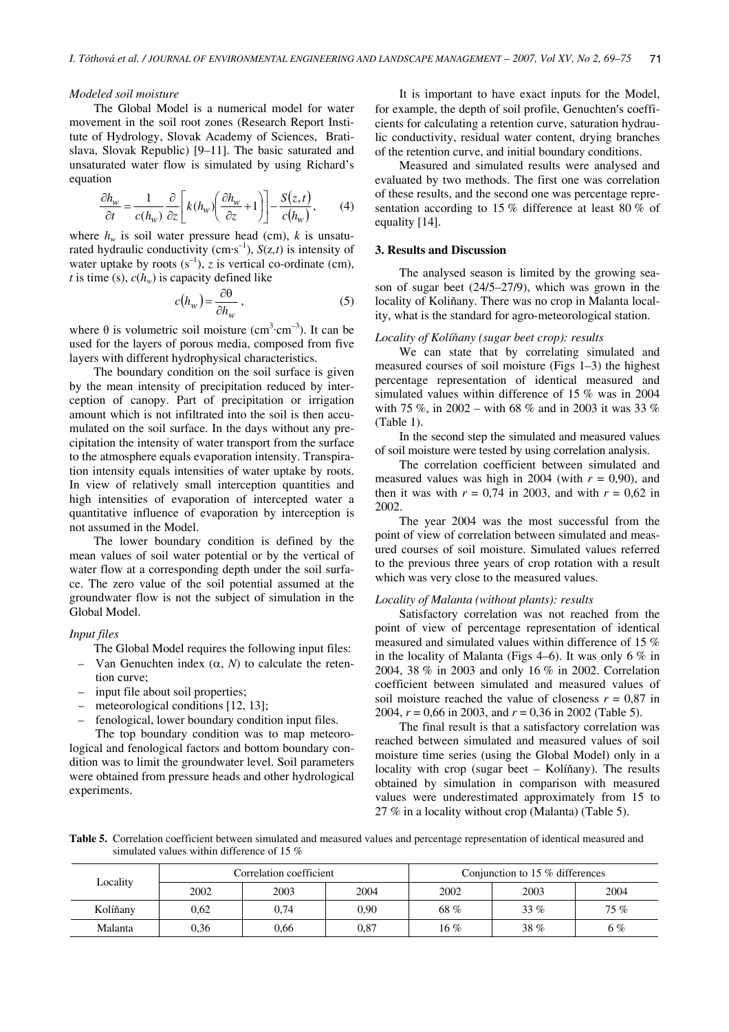*Modeled soil moisture*

The Global Model is a numerical model for water movement in the soil root zones (Research Report Institute of Hydrology, Slovak Academy of Sciences, Bratislava, Slovak Republic) [9–11]. The basic saturated and unsaturated water flow is simulated by using Richard's equation

$$\frac{\partial h_w}{\partial t} = \frac{1}{c(h_w)} \frac{\partial}{\partial z}\left[k(h_w)\left(\frac{\partial h_w}{\partial z}+1\right)\right] - \frac{S(z,t)}{c(h_w)}, \qquad (4)$$

where $h_w$ is soil water pressure head (cm), $k$ is unsaturated hydraulic conductivity (cm·s$^{-1}$), $S(z,t)$ is intensity of water uptake by roots (s$^{-1}$), $z$ is vertical co-ordinate (cm), $t$ is time (s), $c(h_w)$ is capacity defined like

$$c(h_w) = \frac{\partial \theta}{\partial h_w}, \qquad (5)$$

where $\theta$ is volumetric soil moisture (cm$^3$·cm$^{-3}$). It can be used for the layers of porous media, composed from five layers with different hydrophysical characteristics.

The boundary condition on the soil surface is given by the mean intensity of precipitation reduced by interception of canopy. Part of precipitation or irrigation amount which is not infiltrated into the soil is then accumulated on the soil surface. In the days without any precipitation the intensity of water transport from the surface to the atmosphere equals evaporation intensity. Transpiration intensity equals intensities of water uptake by roots. In view of relatively small interception quantities and high intensities of evaporation of intercepted water a quantitative influence of evaporation by interception is not assumed in the Model.

The lower boundary condition is defined by the mean values of soil water potential or by the vertical of water flow at a corresponding depth under the soil surface. The zero value of the soil potential assumed at the groundwater flow is not the subject of simulation in the Global Model.

*Input files*

The Global Model requires the following input files:

- Van Genuchten index ($\alpha$, $N$) to calculate the retention curve;
- input file about soil properties;
- meteorological conditions [12, 13];
- fenological, lower boundary condition input files.

The top boundary condition was to map meteorological and fenological factors and bottom boundary condition was to limit the groundwater level. Soil parameters were obtained from pressure heads and other hydrological experiments.

It is important to have exact inputs for the Model, for example, the depth of soil profile, Genuchten′s coefficients for calculating a retention curve, saturation hydraulic conductivity, residual water content, drying branches of the retention curve, and initial boundary conditions.

Measured and simulated results were analysed and evaluated by two methods. The first one was correlation of these results, and the second one was percentage representation according to 15 % difference at least 80 % of equality [14].

### 3. Results and Discussion

The analysed season is limited by the growing season of sugar beet (24/5–27/9), which was grown in the locality of Koliňany. There was no crop in Malanta locality, what is the standard for agro-meteorological station.

*Locality of Kolíňany (sugar beet crop): results*

We can state that by correlating simulated and measured courses of soil moisture (Figs 1–3) the highest percentage representation of identical measured and simulated values within difference of 15 % was in 2004 with 75 %, in 2002 – with 68 % and in 2003 it was 33 % (Table 1).

In the second step the simulated and measured values of soil moisture were tested by using correlation analysis.

The correlation coefficient between simulated and measured values was high in 2004 (with $r$ = 0,90), and then it was with $r$ = 0,74 in 2003, and with $r$ = 0,62 in 2002.

The year 2004 was the most successful from the point of view of correlation between simulated and measured courses of soil moisture. Simulated values referred to the previous three years of crop rotation with a result which was very close to the measured values.

*Locality of Malanta (without plants): results*

Satisfactory correlation was not reached from the point of view of percentage representation of identical measured and simulated values within difference of 15 % in the locality of Malanta (Figs 4–6). It was only 6 % in 2004, 38 % in 2003 and only 16 % in 2002. Correlation coefficient between simulated and measured values of soil moisture reached the value of closeness $r$ = 0,87 in 2004, $r$ = 0,66 in 2003, and $r$ = 0,36 in 2002 (Table 5).

The final result is that a satisfactory correlation was reached between simulated and measured values of soil moisture time series (using the Global Model) only in a locality with crop (sugar beet – Kolíňany). The results obtained by simulation in comparison with measured values were underestimated approximately from 15 to 27 % in a locality without crop (Malanta) (Table 5).

**Table 5.** Correlation coefficient between simulated and measured values and percentage representation of identical measured and simulated values within difference of 15 %

| Locality | Correlation coefficient | | | Conjunction to 15 % differences | | |
|---|---|---|---|---|---|---|
| | 2002 | 2003 | 2004 | 2002 | 2003 | 2004 |
| Kolíňany | 0,62 | 0,74 | 0,90 | 68 % | 33 % | 75 % |
| Malanta | 0,36 | 0,66 | 0,87 | 16 % | 38 % | 6 % |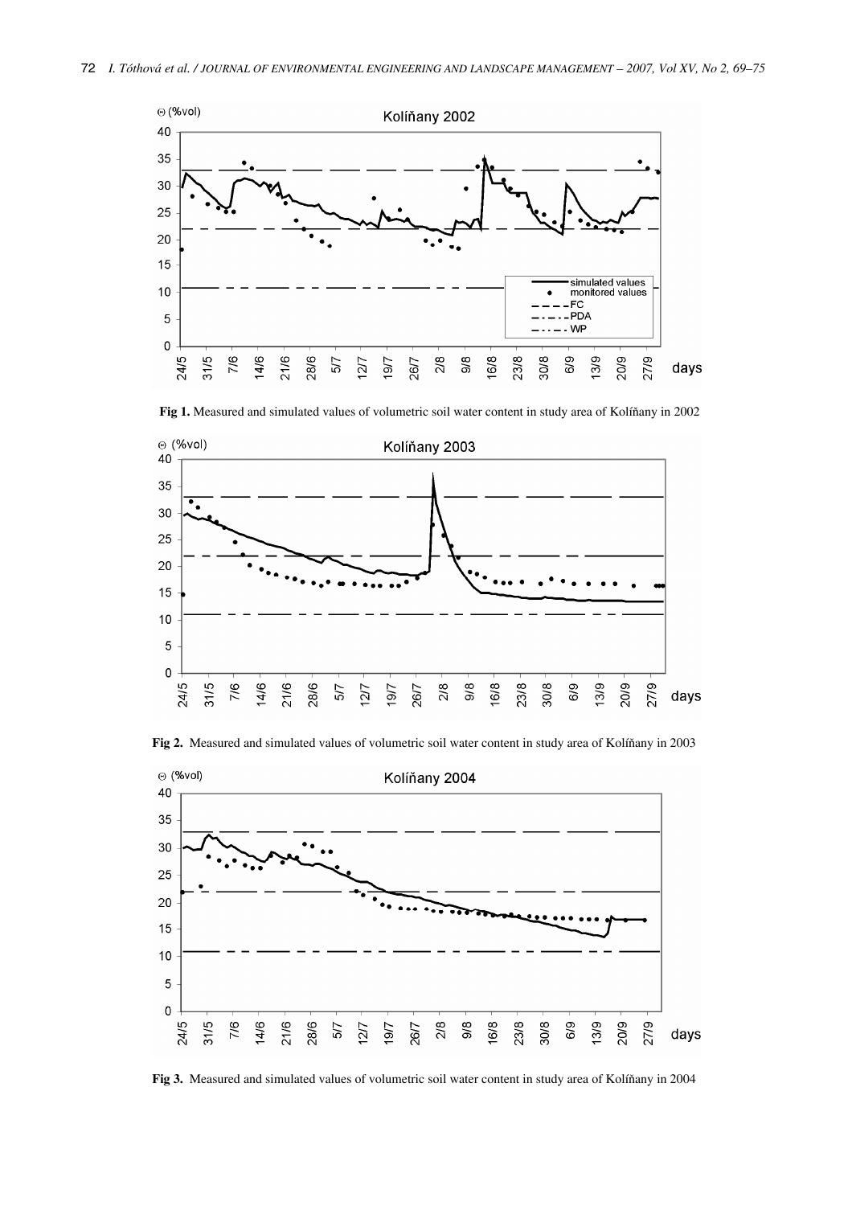Fig 1. Measured and simulated values of volumetric soil water content in study area of Kolíňany in 2002

Fig 2. Measured and simulated values of volumetric soil water content in study area of Kolíňany in 2003

Fig 3. Measured and simulated values of volumetric soil water content in study area of Kolíňany in 2004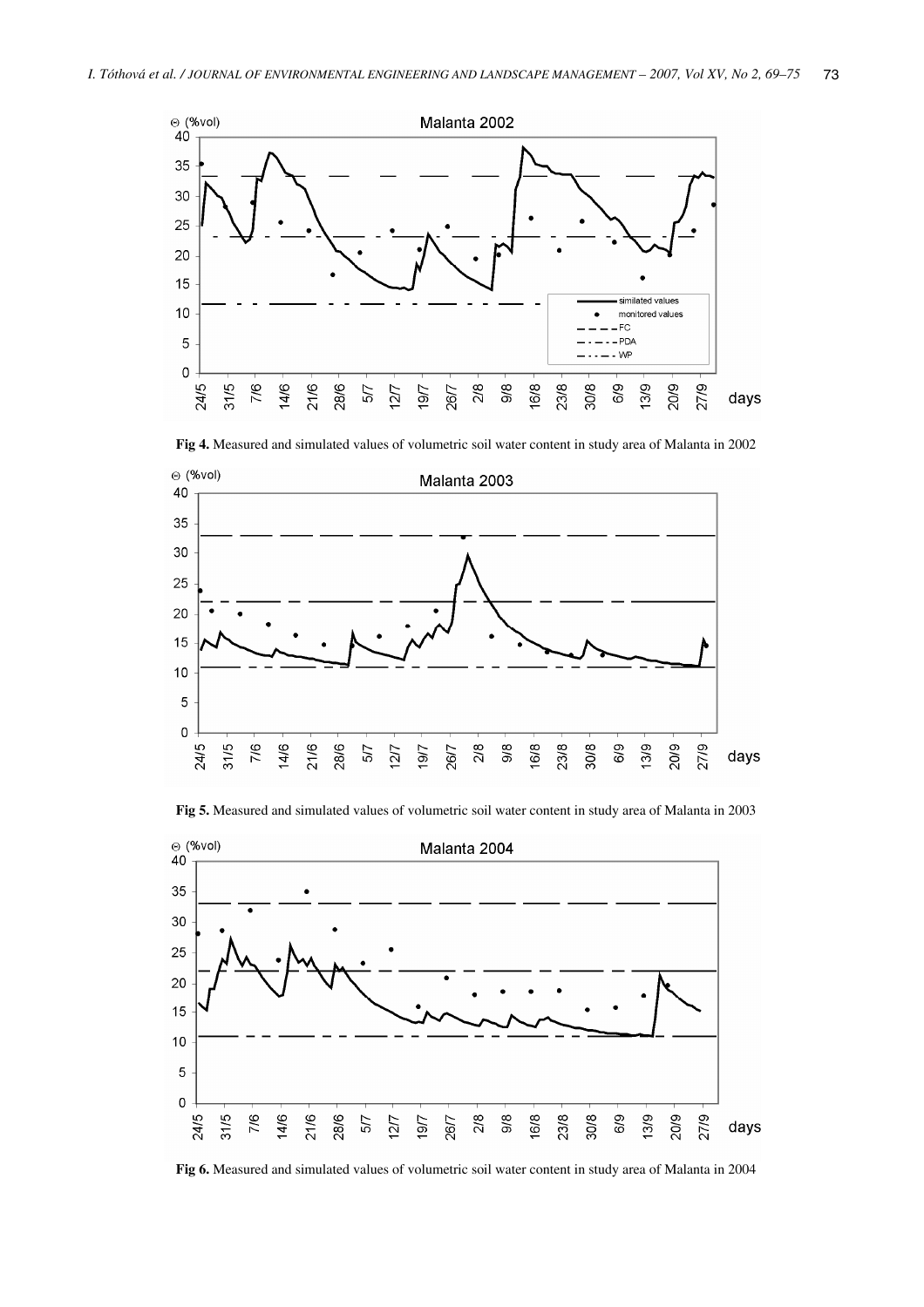**Fig 4.** Measured and simulated values of volumetric soil water content in study area of Malanta in 2002

**Fig 5.** Measured and simulated values of volumetric soil water content in study area of Malanta in 2003

**Fig 6.** Measured and simulated values of volumetric soil water content in study area of Malanta in 2004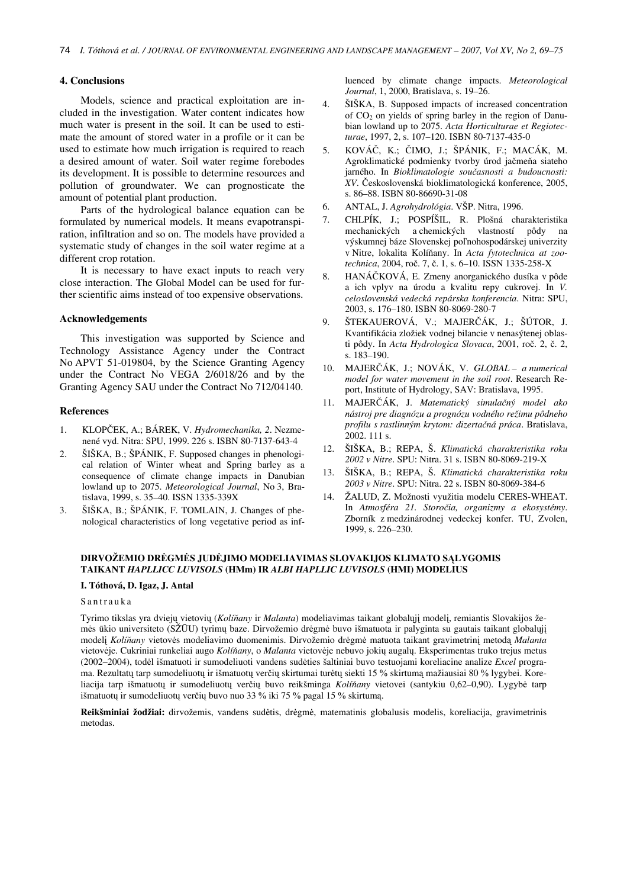## 4. Conclusions

Models, science and practical exploitation are included in the investigation. Water content indicates how much water is present in the soil. It can be used to estimate the amount of stored water in a profile or it can be used to estimate how much irrigation is required to reach a desired amount of water. Soil water regime forebodes its development. It is possible to determine resources and pollution of groundwater. We can prognosticate the amount of potential plant production.

Parts of the hydrological balance equation can be formulated by numerical models. It means evapotranspiration, infiltration and so on. The models have provided a systematic study of changes in the soil water regime at a different crop rotation.

It is necessary to have exact inputs to reach very close interaction. The Global Model can be used for further scientific aims instead of too expensive observations.

### Acknowledgements

This investigation was supported by Science and Technology Assistance Agency under the Contract No APVT 51-019804, by the Science Granting Agency under the Contract No VEGA 2/6018/26 and by the Granting Agency SAU under the Contract No 712/04140.

### References

1. KLOPČEK, A.; BÁREK, V. *Hydromechanika, 2*. Nezmenené vyd. Nitra: SPU, 1999. 226 s. ISBN 80-7137-643-4
2. ŠIŠKA, B.; ŠPÁNIK, F. Supposed changes in phenological relation of Winter wheat and Spring barley as a consequence of climate change impacts in Danubian lowland up to 2075. *Meteorological Journal*, No 3, Bratislava, 1999, s. 35–40. ISSN 1335-339X
3. ŠIŠKA, B.; ŠPÁNIK, F. TOMLAIN, J. Changes of phenological characteristics of long vegetative period as influenced by climate change impacts. *Meteorological Journal*, 1, 2000, Bratislava, s. 19–26.
4. ŠIŠKA, B. Supposed impacts of increased concentration of $CO_2$ on yields of spring barley in the region of Danubian lowland up to 2075. *Acta Horticulturae et Regiotecturae*, 1997, 2, s. 107–120. ISBN 80-7137-435-0
5. KOVÁČ, K.; ČIMO, J.; ŠPÁNIK, F.; MACÁK, M. Agroklimatické podmienky tvorby úrod jačmeňa siateho jarného. In *Bioklimatologie současnosti a budoucnosti: XV*. Československá bioklimatologická konference, 2005, s. 86–88. ISBN 80-86690-31-08
6. ANTAL, J. *Agrohydrológia*. VŠP. Nitra, 1996.
7. CHLPÍK, J.; POSPÍŠIL, R. Plošná charakteristika mechanických a chemických vlastností pôdy na výskumnej báze Slovenskej poľnohospodárskej univerzity v Nitre, lokalita Kolíňany. In *Acta fytotechnica at zootechnica*, 2004, roč. 7, č. 1, s. 6–10. ISSN 1335-258-X
8. HANÁČKOVÁ, E. Zmeny anorganického dusíka v pôde a ich vplyv na úrodu a kvalitu repy cukrovej. In *V. celoslovenská vedecká repárska konferencia*. Nitra: SPU, 2003, s. 176–180. ISBN 80-8069-280-7
9. ŠTEKAUEROVÁ, V.; MAJERČÁK, J.; ŠÚTOR, J. Kvantifikácia zložiek vodnej bilancie v nenasýtenej oblasti pôdy. In *Acta Hydrologica Slovaca*, 2001, roč. 2, č. 2, s. 183–190.
10. MAJERČÁK, J.; NOVÁK, V. *GLOBAL – a numerical model for water movement in the soil root*. Research Report, Institute of Hydrology, SAV: Bratislava, 1995.
11. MAJERČÁK, J. *Matematický simulačný model ako nástroj pre diagnózu a prognózu vodného režimu pôdneho profilu s rastlinným krytom: dizertačná práca*. Bratislava, 2002. 111 s.
12. ŠIŠKA, B.; REPA, Š. *Klimatická charakteristika roku 2002 v Nitre*. SPU: Nitra. 31 s. ISBN 80-8069-219-X
13. ŠIŠKA, B.; REPA, Š. *Klimatická charakteristika roku 2003 v Nitre*. SPU: Nitra. 22 s. ISBN 80-8069-384-6
14. ŽALUD, Z. Možnosti využitia modelu CERES-WHEAT. In *Atmosféra 21. Storočia, organizmy a ekosystémy*. Zborník z medzinárodnej vedeckej konfer. TU, Zvolen, 1999, s. 226–230.

## DIRVOŽEMIO DRĖGMĖS JUDĖJIMO MODELIAVIMAS SLOVAKIJOS KLIMATO SĄLYGOMIS TAIKANT *HAPLLICC LUVISOLS* (HMm) IR *ALBI HAPLLIC LUVISOLS* (HMl) MODELIUS

**I. Tóthová, D. Igaz, J. Antal**

Santrauka

Tyrimo tikslas yra dviejų vietovių (*Kolíňany* ir *Malanta*) modeliavimas taikant globalųjį modelį, remiantis Slovakijos žemės ūkio universiteto (SŽŪU) tyrimų baze. Dirvožemio drėgmė buvo išmatuota ir palyginta su gautais taikant globalųjį modelį *Kolíňany* vietovės modeliavimo duomenimis. Dirvožemio drėgmė matuota taikant gravimetrinį metodą *Malanta* vietovėje. Cukriniai runkeliai augo *Kolíňany*, o *Malanta* vietovėje nebuvo jokių augalų. Eksperimentas truko trejus metus (2002–2004), todėl išmatuoti ir sumodeliuoti vandens sudėties šaltiniai buvo testuojami koreliacine analize *Excel* programa. Rezultatų tarp sumodeliuotų ir išmatuotų verčių skirtumai turėtų siekti 15 % skirtumą mažiausiai 80 % lygybei. Koreliacija tarp išmatuotų ir sumodeliuotų verčių buvo reikšminga *Kolíňany* vietovei (santykiu 0,62–0,90). Lygybė tarp išmatuotų ir sumodeliuotų verčių buvo nuo 33 % iki 75 % pagal 15 % skirtumą.

**Reikšminiai žodžiai:** dirvožemis, vandens sudėtis, drėgmė, matematinis globalusis modelis, koreliacija, gravimetrinis metodas.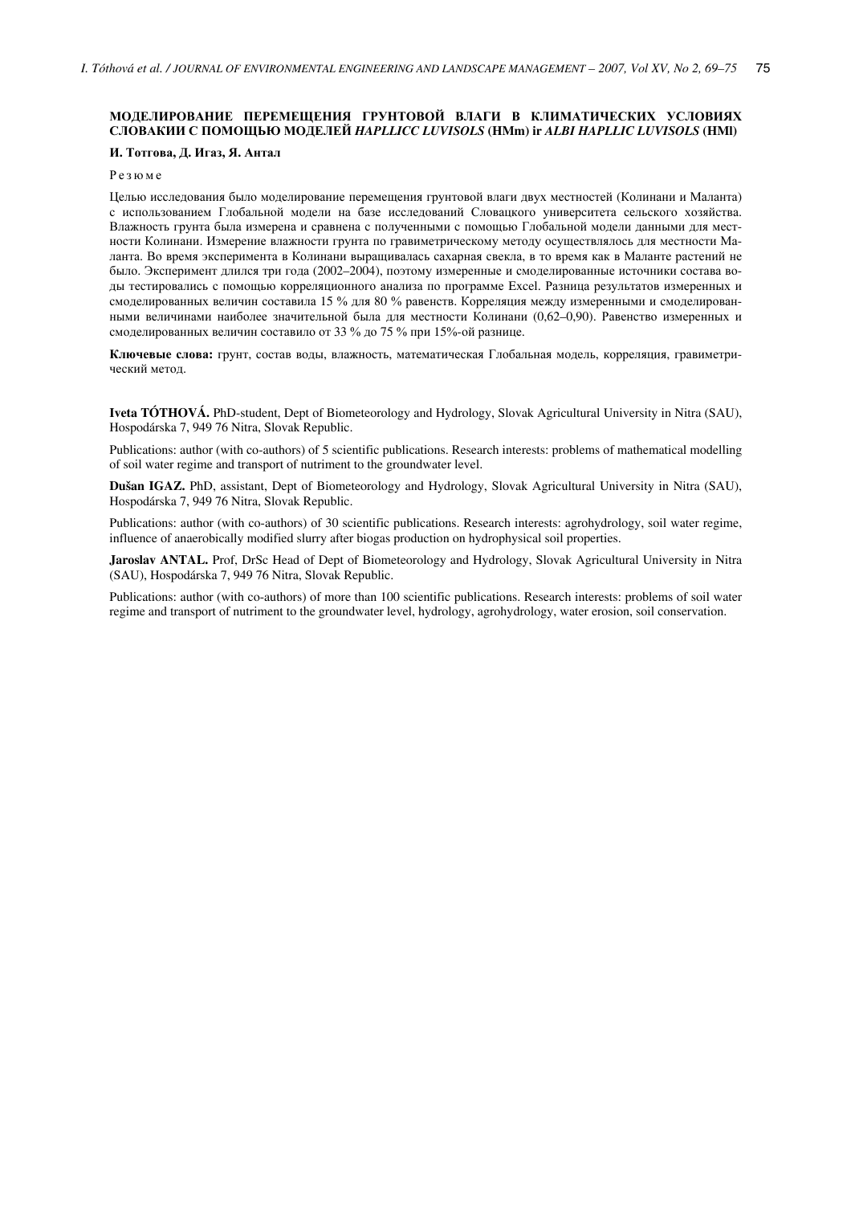## МОДЕЛИРОВАНИЕ ПЕРЕМЕЩЕНИЯ ГРУНТОВОЙ ВЛАГИ В КЛИМАТИЧЕСКИХ УСЛОВИЯХ СЛОВАКИИ С ПОМОЩЬЮ МОДЕЛЕЙ *HAPLLICC LUVISOLS* (HMm) ir *ALBI HAPLLIC LUVISOLS* (HMl)

**И. Тоттова, Д. Игаз, Я. Антал**

Резюме

Целью исследования было моделирование перемещения грунтовой влаги двух местностей (Колинани и Маланта) с использованием Глобальной модели на базе исследований Словацкого университета сельского хозяйства. Влажность грунта была измерена и сравнена с полученными с помощью Глобальной модели данными для местности Колинани. Измерение влажности грунта по гравиметрическому методу осуществлялось для местности Маланта. Во время эксперимента в Колинани выращивалась сахарная свекла, в то время как в Маланте растений не было. Эксперимент длился три года (2002–2004), поэтому измеренные и смоделированные источники состава воды тестировались с помощью корреляционного анализа по программе Excel. Разница результатов измеренных и смоделированных величин составила 15 % для 80 % равенств. Корреляция между измеренными и смоделированными величинами наиболее значительной была для местности Колинани (0,62–0,90). Равенство измеренных и смоделированных величин составило от 33 % до 75 % при 15%-ой разнице.

**Ключевые слова:** грунт, состав воды, влажность, математическая Глобальная модель, корреляция, гравиметрический метод.

**Iveta TÓTHOVÁ.** PhD-student, Dept of Biometeorology and Hydrology, Slovak Agricultural University in Nitra (SAU), Hospodárska 7, 949 76 Nitra, Slovak Republic.

Publications: author (with co-authors) of 5 scientific publications. Research interests: problems of mathematical modelling of soil water regime and transport of nutriment to the groundwater level.

**Dušan IGAZ.** PhD, assistant, Dept of Biometeorology and Hydrology, Slovak Agricultural University in Nitra (SAU), Hospodárska 7, 949 76 Nitra, Slovak Republic.

Publications: author (with co-authors) of 30 scientific publications. Research interests: agrohydrology, soil water regime, influence of anaerobically modified slurry after biogas production on hydrophysical soil properties.

**Jaroslav ANTAL.** Prof, DrSc Head of Dept of Biometeorology and Hydrology, Slovak Agricultural University in Nitra (SAU), Hospodárska 7, 949 76 Nitra, Slovak Republic.

Publications: author (with co-authors) of more than 100 scientific publications. Research interests: problems of soil water regime and transport of nutriment to the groundwater level, hydrology, agrohydrology, water erosion, soil conservation.